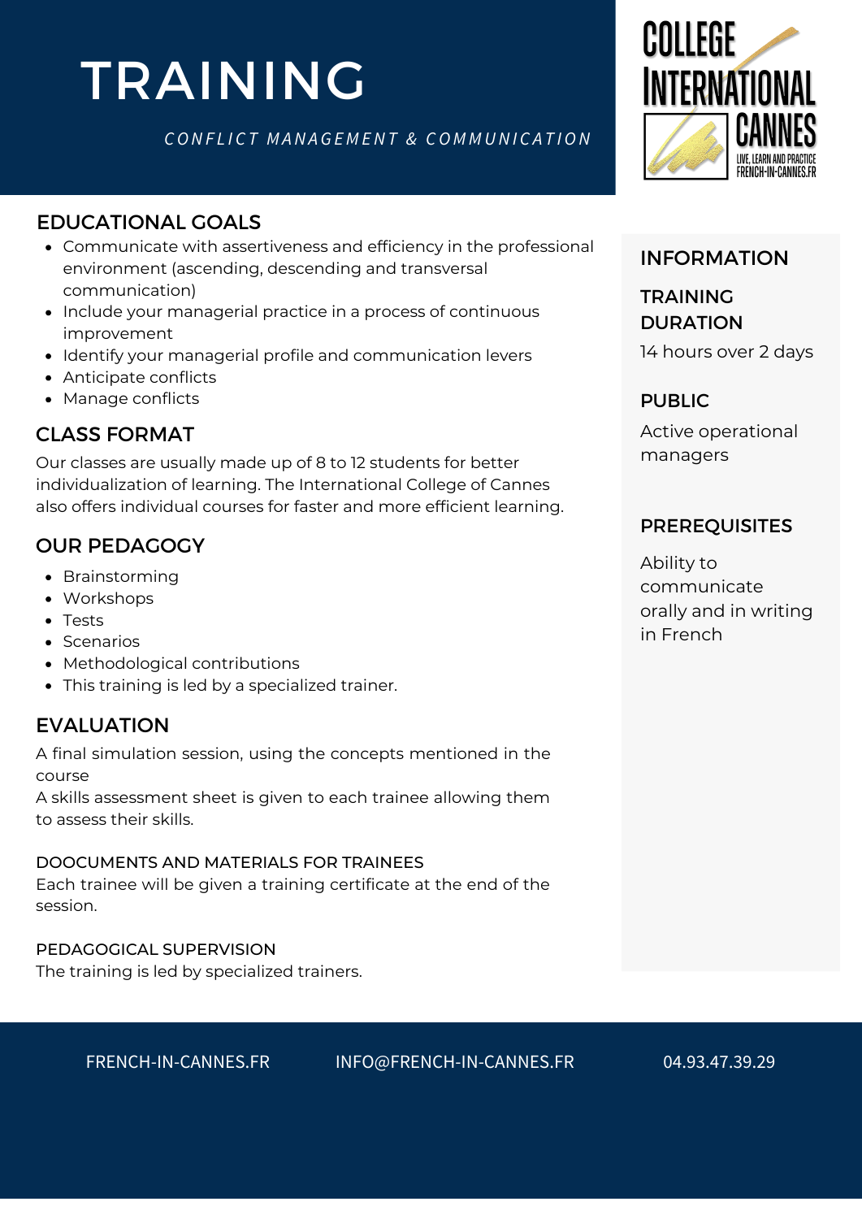# TRAINING

*CONFLICT MANAGEMENT & COMMUNICATION*

COLLEGE INTERNATIONAL CANNES
LIVE, LEARN AND PRACTICE
FRENCH-IN-CANNES.FR

## EDUCATIONAL GOALS

- Communicate with assertiveness and efficiency in the professional environment (ascending, descending and transversal communication)
- Include your managerial practice in a process of continuous improvement
- Identify your managerial profile and communication levers
- Anticipate conflicts
- Manage conflicts

## CLASS FORMAT

Our classes are usually made up of 8 to 12 students for better individualization of learning. The International College of Cannes also offers individual courses for faster and more efficient learning.

## OUR PEDAGOGY

- Brainstorming
- Workshops
- Tests
- Scenarios
- Methodological contributions
- This training is led by a specialized trainer.

## EVALUATION

A final simulation session, using the concepts mentioned in the course

A skills assessment sheet is given to each trainee allowing them to assess their skills.

### DOOCUMENTS AND MATERIALS FOR TRAINEES

Each trainee will be given a training certificate at the end of the session.

### PEDAGOGICAL SUPERVISION

The training is led by specialized trainers.

## INFORMATION

### TRAINING DURATION

14 hours over 2 days

### PUBLIC

Active operational managers

### PREREQUISITES

Ability to communicate orally and in writing in French

FRENCH-IN-CANNES.FR    INFO@FRENCH-IN-CANNES.FR    04.93.47.39.29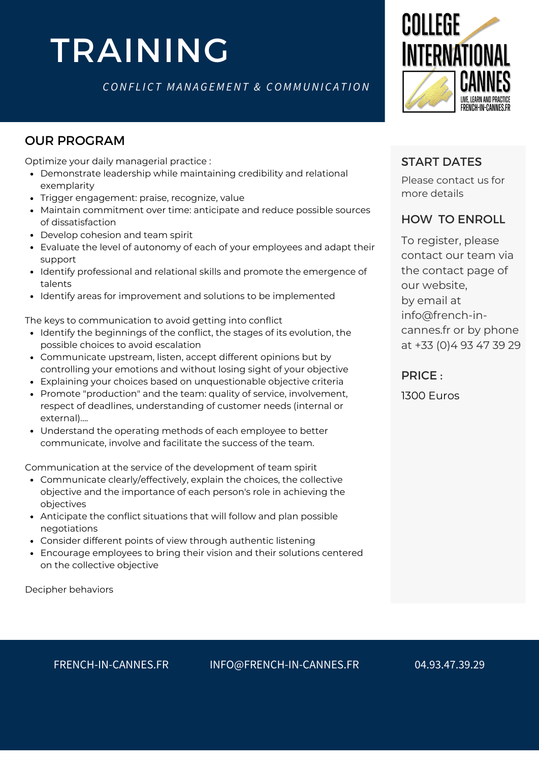# TRAINING

*CONFLICT MANAGEMENT & COMMUNICATION*

COLLEGE INTERNATIONAL CANNES
LIVE, LEARN AND PRACTICE
FRENCH-IN-CANNES.FR

## OUR PROGRAM

Optimize your daily managerial practice :

- Demonstrate leadership while maintaining credibility and relational exemplarity
- Trigger engagement: praise, recognize, value
- Maintain commitment over time: anticipate and reduce possible sources of dissatisfaction
- Develop cohesion and team spirit
- Evaluate the level of autonomy of each of your employees and adapt their support
- Identify professional and relational skills and promote the emergence of talents
- Identify areas for improvement and solutions to be implemented

The keys to communication to avoid getting into conflict

- Identify the beginnings of the conflict, the stages of its evolution, the possible choices to avoid escalation
- Communicate upstream, listen, accept different opinions but by controlling your emotions and without losing sight of your objective
- Explaining your choices based on unquestionable objective criteria
- Promote "production" and the team: quality of service, involvement, respect of deadlines, understanding of customer needs (internal or external)....
- Understand the operating methods of each employee to better communicate, involve and facilitate the success of the team.

Communication at the service of the development of team spirit

- Communicate clearly/effectively, explain the choices, the collective objective and the importance of each person's role in achieving the objectives
- Anticipate the conflict situations that will follow and plan possible negotiations
- Consider different points of view through authentic listening
- Encourage employees to bring their vision and their solutions centered on the collective objective

Decipher behaviors

## START DATES

Please contact us for more details

## HOW TO ENROLL

To register, please contact our team via the contact page of our website, by email at info@french-in-cannes.fr or by phone at +33 (0)4 93 47 39 29

## PRICE :

1300 Euros

FRENCH-IN-CANNES.FR INFO@FRENCH-IN-CANNES.FR 04.93.47.39.29